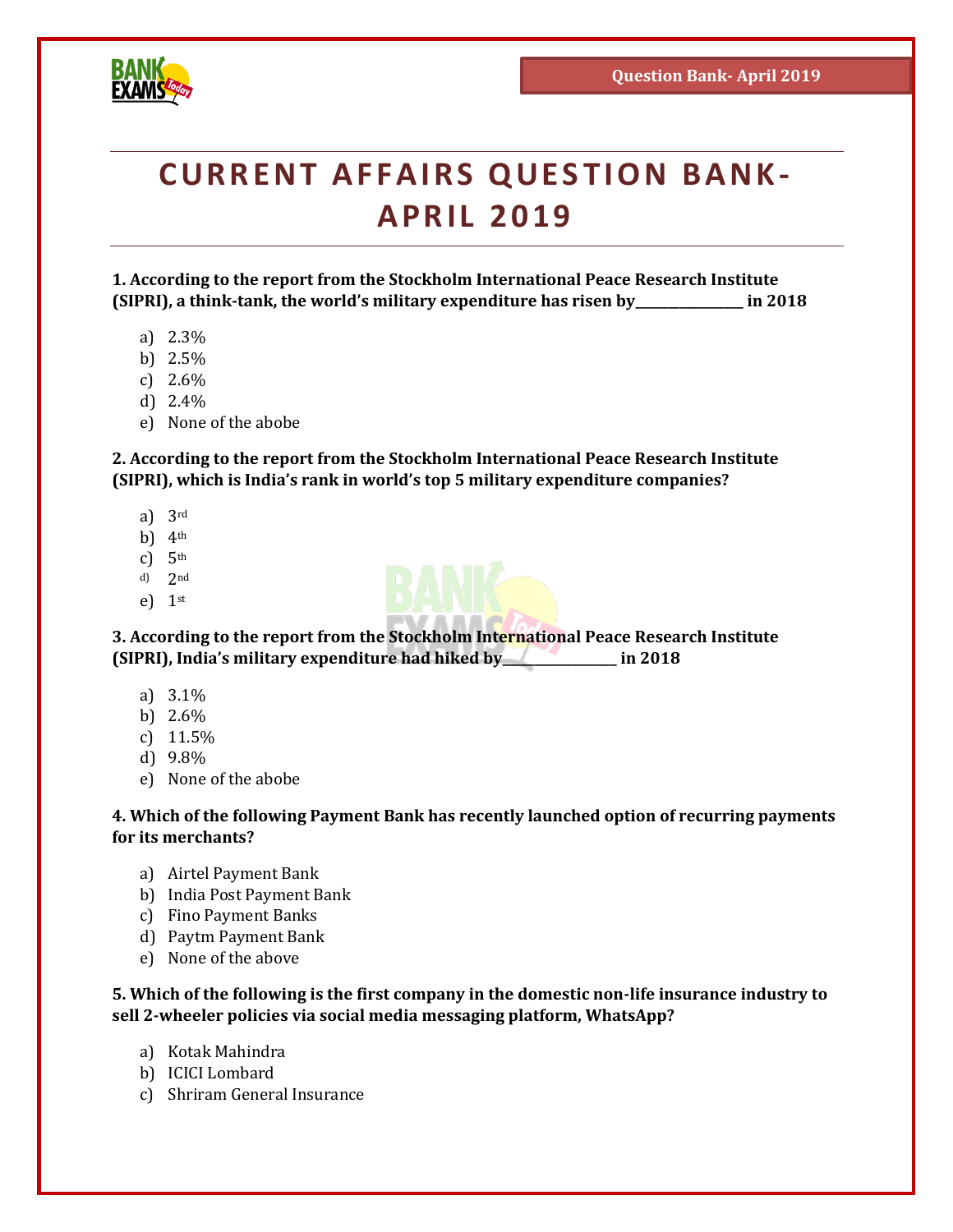# CURRENT AFFAIRS QUESTION BANK- APRIL 2019

**1. According to the report from the Stockholm International Peace Research Institute (SIPRI), a think-tank, the world's military expenditure has risen by_______________ in 2018**

a) 2.3%
b) 2.5%
c) 2.6%
d) 2.4%
e) None of the abobe

**2. According to the report from the Stockholm International Peace Research Institute (SIPRI), which is India's rank in world's top 5 military expenditure companies?**

a) 3rd
b) 4th
c) 5th
d) 2nd
e) 1st

**3. According to the report from the Stockholm International Peace Research Institute (SIPRI), India's military expenditure had hiked by________________ in 2018**

a) 3.1%
b) 2.6%
c) 11.5%
d) 9.8%
e) None of the abobe

**4. Which of the following Payment Bank has recently launched option of recurring payments for its merchants?**

a) Airtel Payment Bank
b) India Post Payment Bank
c) Fino Payment Banks
d) Paytm Payment Bank
e) None of the above

**5. Which of the following is the first company in the domestic non-life insurance industry to sell 2-wheeler policies via social media messaging platform, WhatsApp?**

a) Kotak Mahindra
b) ICICI Lombard
c) Shriram General Insurance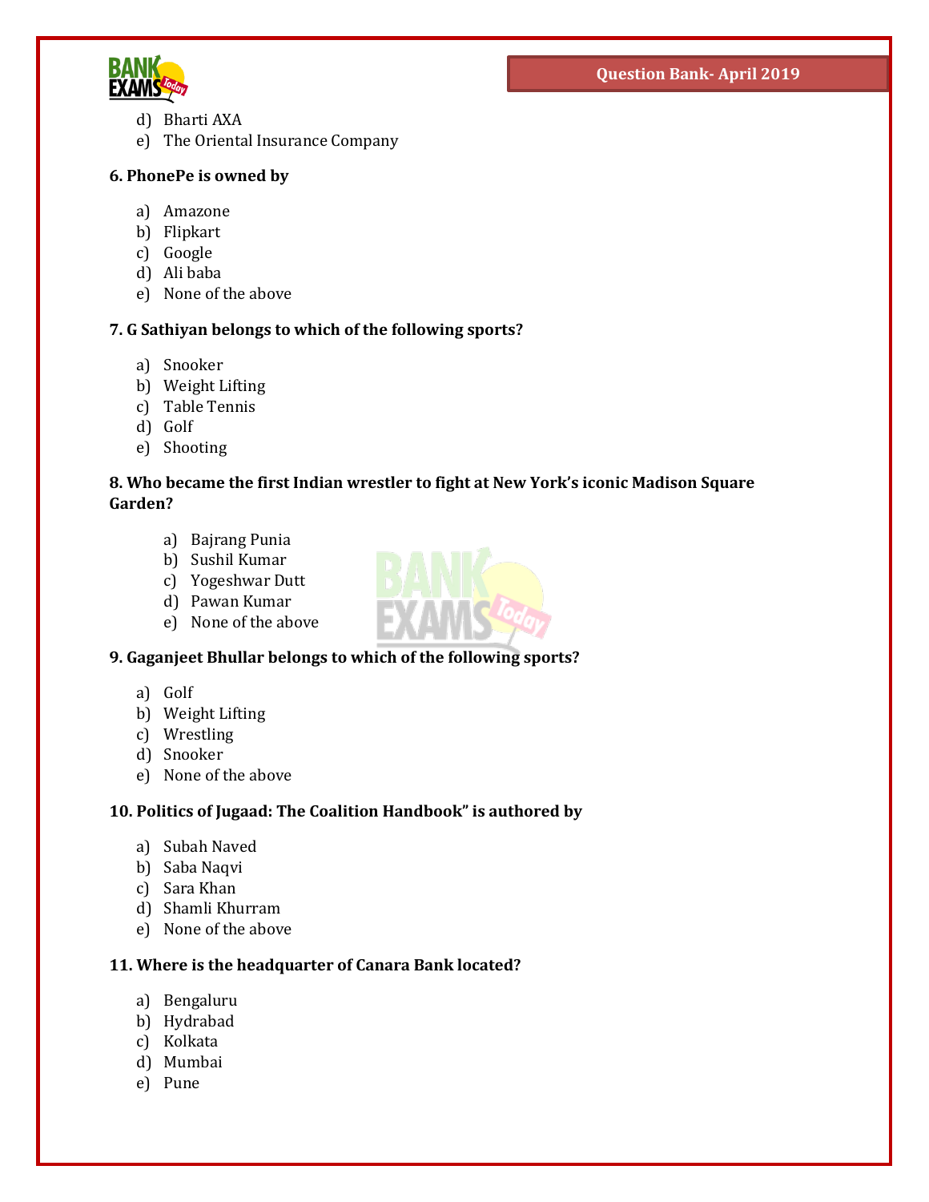d) Bharti AXA
e) The Oriental Insurance Company

**6. PhonePe is owned by**

a) Amazone
b) Flipkart
c) Google
d) Ali baba
e) None of the above

**7. G Sathiyan belongs to which of the following sports?**

a) Snooker
b) Weight Lifting
c) Table Tennis
d) Golf
e) Shooting

**8. Who became the first Indian wrestler to fight at New York's iconic Madison Square Garden?**

a) Bajrang Punia
b) Sushil Kumar
c) Yogeshwar Dutt
d) Pawan Kumar
e) None of the above

**9. Gaganjeet Bhullar belongs to which of the following sports?**

a) Golf
b) Weight Lifting
c) Wrestling
d) Snooker
e) None of the above

**10. Politics of Jugaad: The Coalition Handbook" is authored by**

a) Subah Naved
b) Saba Naqvi
c) Sara Khan
d) Shamli Khurram
e) None of the above

**11. Where is the headquarter of Canara Bank located?**

a) Bengaluru
b) Hydrabad
c) Kolkata
d) Mumbai
e) Pune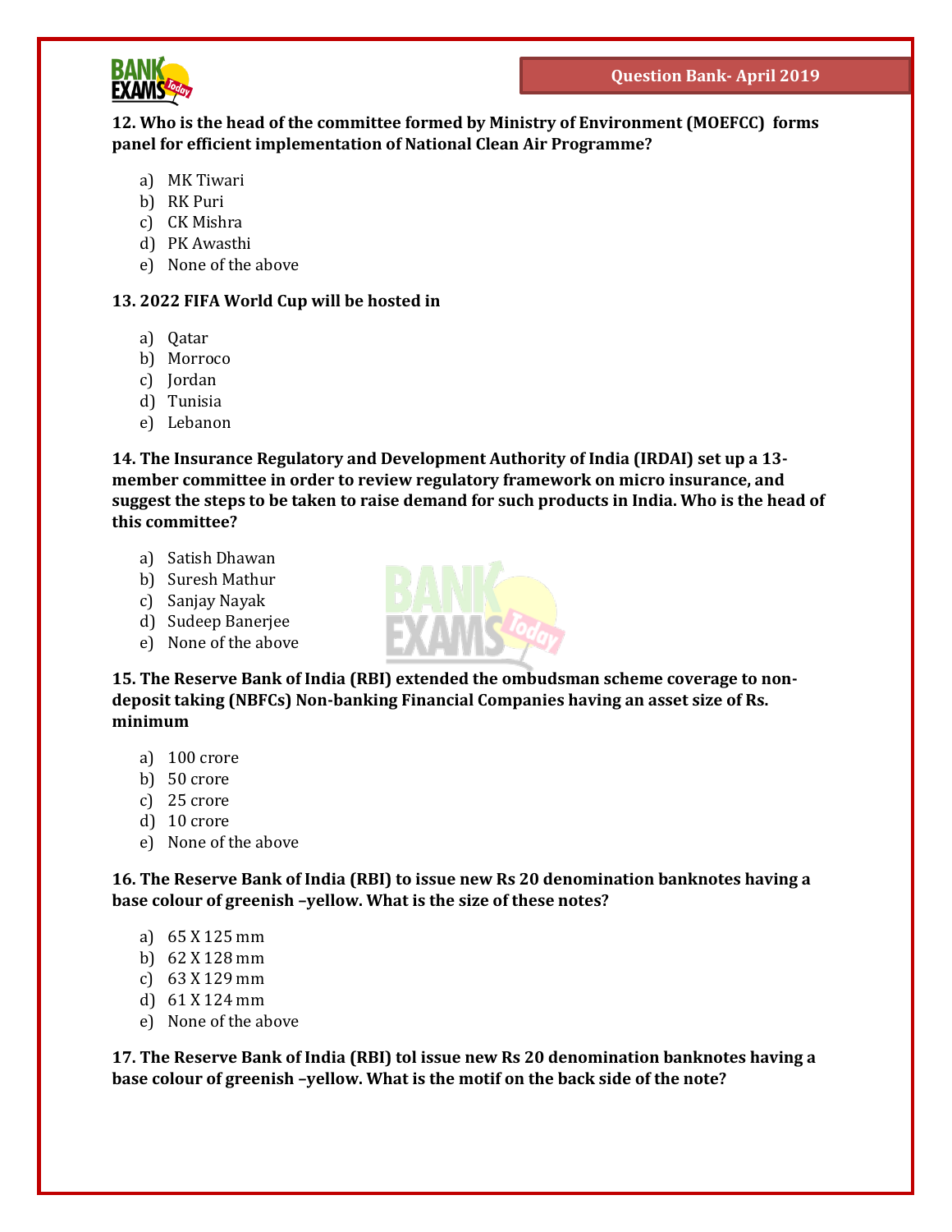**12. Who is the head of the committee formed by Ministry of Environment (MOEFCC) forms panel for efficient implementation of National Clean Air Programme?**

a) MK Tiwari
b) RK Puri
c) CK Mishra
d) PK Awasthi
e) None of the above

**13. 2022 FIFA World Cup will be hosted in**

a) Qatar
b) Morroco
c) Jordan
d) Tunisia
e) Lebanon

**14. The Insurance Regulatory and Development Authority of India (IRDAI) set up a 13-member committee in order to review regulatory framework on micro insurance, and suggest the steps to be taken to raise demand for such products in India. Who is the head of this committee?**

a) Satish Dhawan
b) Suresh Mathur
c) Sanjay Nayak
d) Sudeep Banerjee
e) None of the above

**15. The Reserve Bank of India (RBI) extended the ombudsman scheme coverage to non-deposit taking (NBFCs) Non-banking Financial Companies having an asset size of Rs. minimum**

a) 100 crore
b) 50 crore
c) 25 crore
d) 10 crore
e) None of the above

**16. The Reserve Bank of India (RBI) to issue new Rs 20 denomination banknotes having a base colour of greenish –yellow. What is the size of these notes?**

a) 65 X 125 mm
b) 62 X 128 mm
c) 63 X 129 mm
d) 61 X 124 mm
e) None of the above

**17. The Reserve Bank of India (RBI) tol issue new Rs 20 denomination banknotes having a base colour of greenish –yellow. What is the motif on the back side of the note?**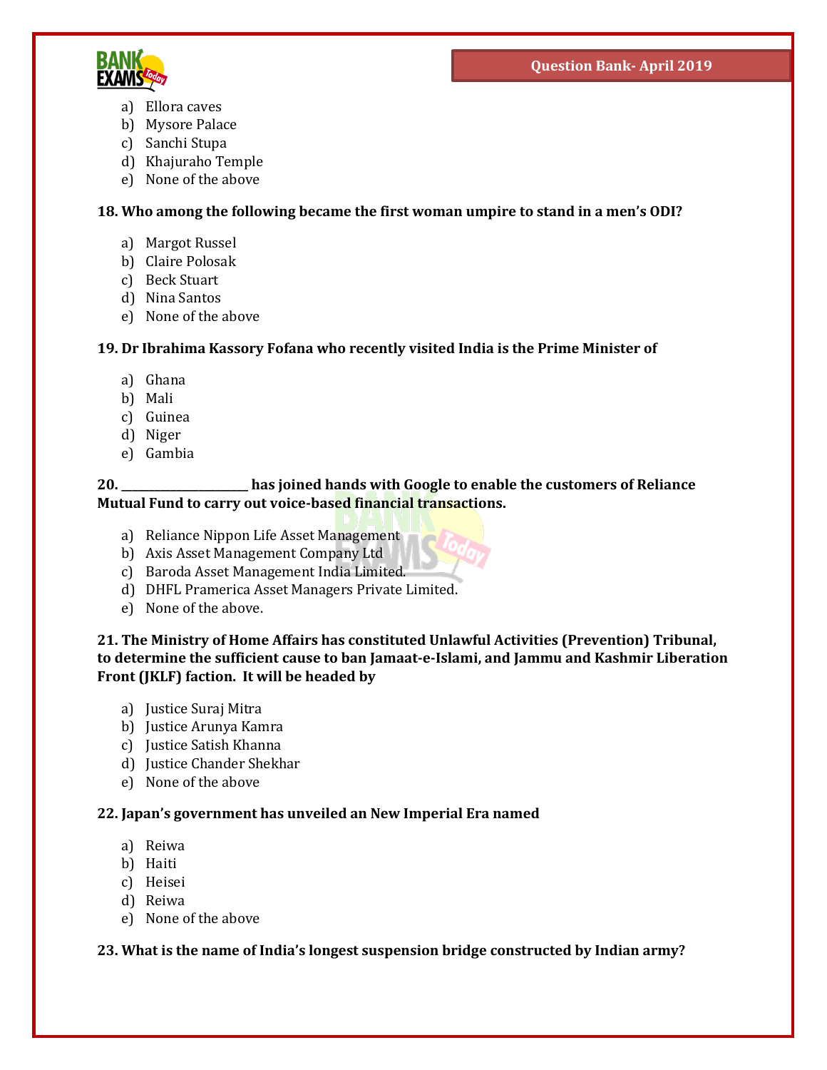a) Ellora caves
b) Mysore Palace
c) Sanchi Stupa
d) Khajuraho Temple
e) None of the above

**18. Who among the following became the first woman umpire to stand in a men's ODI?**

a) Margot Russel
b) Claire Polosak
c) Beck Stuart
d) Nina Santos
e) None of the above

**19. Dr Ibrahima Kassory Fofana who recently visited India is the Prime Minister of**

a) Ghana
b) Mali
c) Guinea
d) Niger
e) Gambia

**20. _____________________ has joined hands with Google to enable the customers of Reliance Mutual Fund to carry out voice-based financial transactions.**

a) Reliance Nippon Life Asset Management
b) Axis Asset Management Company Ltd
c) Baroda Asset Management India Limited.
d) DHFL Pramerica Asset Managers Private Limited.
e) None of the above.

**21. The Ministry of Home Affairs has constituted Unlawful Activities (Prevention) Tribunal, to determine the sufficient cause to ban Jamaat-e-Islami, and Jammu and Kashmir Liberation Front (JKLF) faction. It will be headed by**

a) Justice Suraj Mitra
b) Justice Arunya Kamra
c) Justice Satish Khanna
d) Justice Chander Shekhar
e) None of the above

**22. Japan's government has unveiled an New Imperial Era named**

a) Reiwa
b) Haiti
c) Heisei
d) Reiwa
e) None of the above

**23. What is the name of India's longest suspension bridge constructed by Indian army?**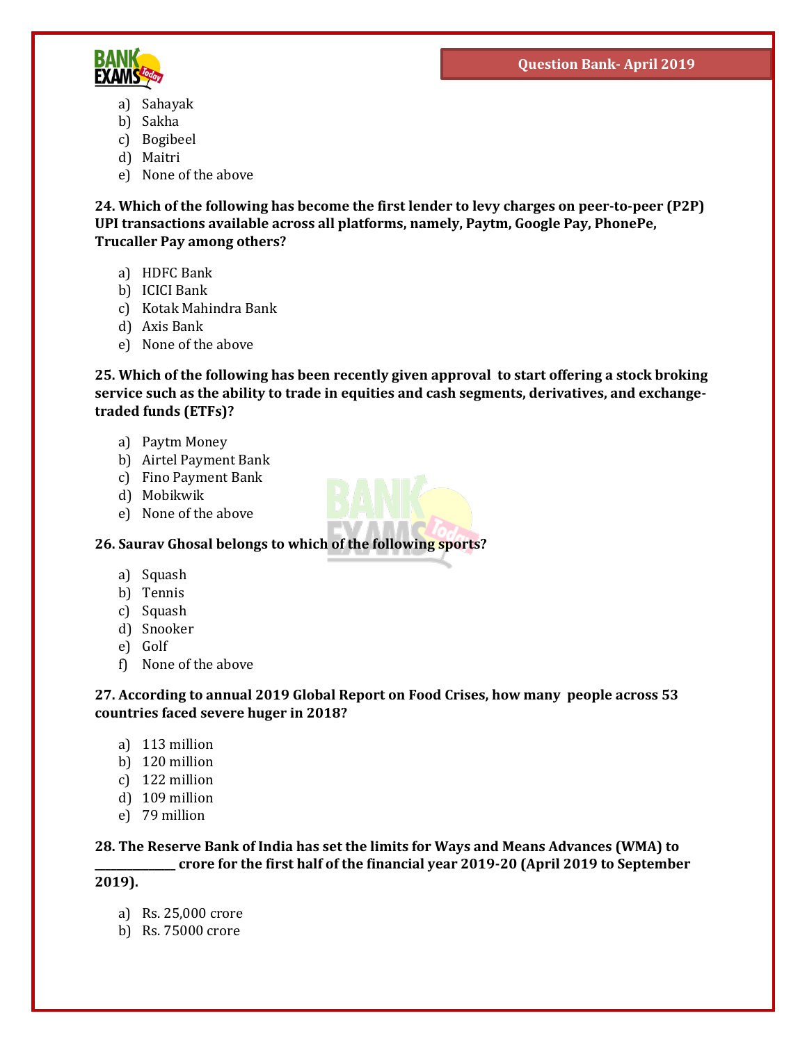a) Sahayak
b) Sakha
c) Bogibeel
d) Maitri
e) None of the above

**24. Which of the following has become the first lender to levy charges on peer-to-peer (P2P) UPI transactions available across all platforms, namely, Paytm, Google Pay, PhonePe, Trucaller Pay among others?**

a) HDFC Bank
b) ICICI Bank
c) Kotak Mahindra Bank
d) Axis Bank
e) None of the above

**25. Which of the following has been recently given approval to start offering a stock broking service such as the ability to trade in equities and cash segments, derivatives, and exchange-traded funds (ETFs)?**

a) Paytm Money
b) Airtel Payment Bank
c) Fino Payment Bank
d) Mobikwik
e) None of the above

**26. Saurav Ghosal belongs to which of the following sports?**

a) Squash
b) Tennis
c) Squash
d) Snooker
e) Golf
f) None of the above

**27. According to annual 2019 Global Report on Food Crises, how many people across 53 countries faced severe huger in 2018?**

a) 113 million
b) 120 million
c) 122 million
d) 109 million
e) 79 million

**28. The Reserve Bank of India has set the limits for Ways and Means Advances (WMA) to _____________ crore for the first half of the financial year 2019-20 (April 2019 to September 2019).**

a) Rs. 25,000 crore
b) Rs. 75000 crore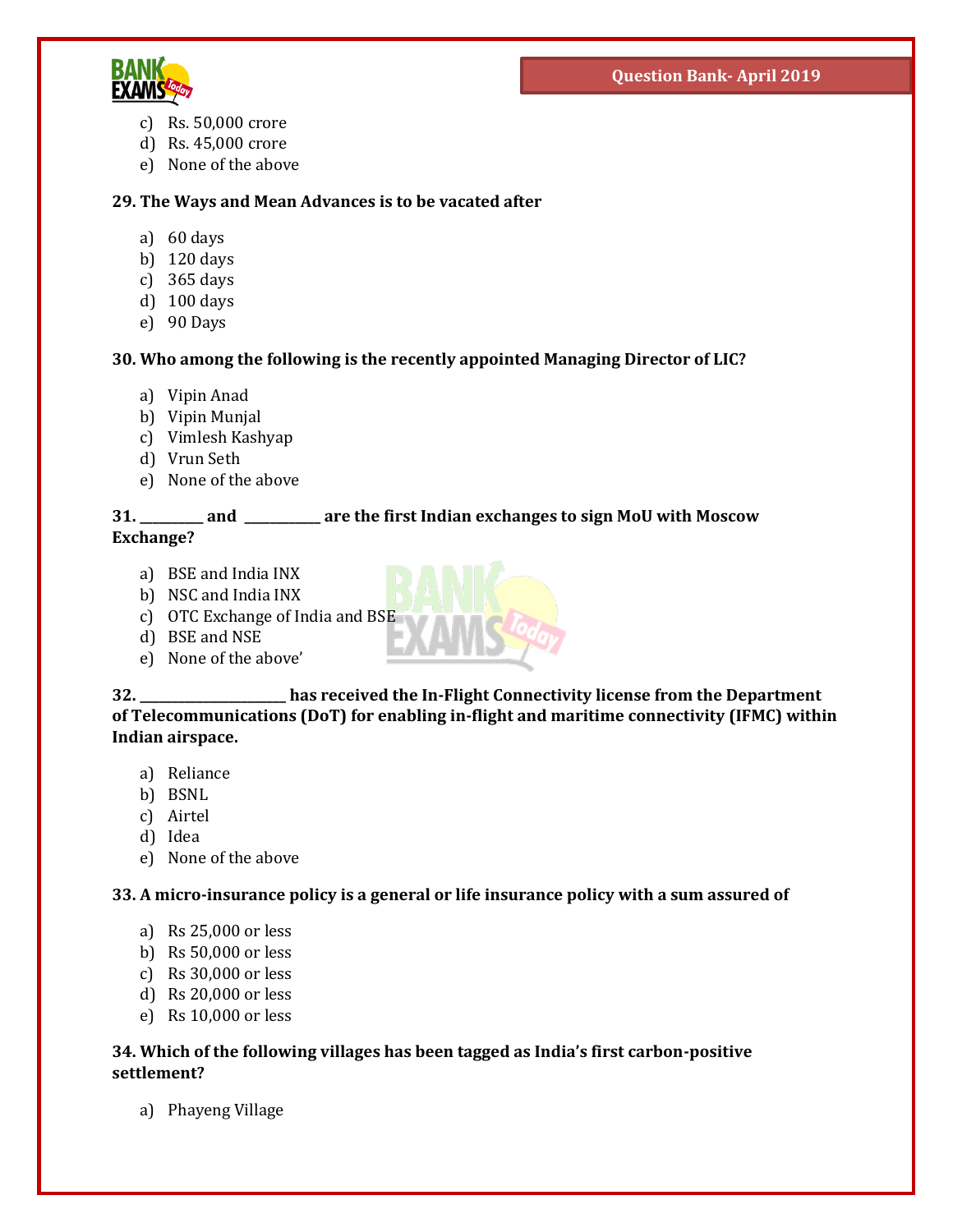c) Rs. 50,000 crore
d) Rs. 45,000 crore
e) None of the above

**29. The Ways and Mean Advances is to be vacated after**

a) 60 days
b) 120 days
c) 365 days
d) 100 days
e) 90 Days

**30. Who among the following is the recently appointed Managing Director of LIC?**

a) Vipin Anad
b) Vipin Munjal
c) Vimlesh Kashyap
d) Vrun Seth
e) None of the above

**31. _________ and ___________ are the first Indian exchanges to sign MoU with Moscow Exchange?**

a) BSE and India INX
b) NSC and India INX
c) OTC Exchange of India and BSE
d) BSE and NSE
e) None of the above'

**32. _____________________ has received the In-Flight Connectivity license from the Department of Telecommunications (DoT) for enabling in-flight and maritime connectivity (IFMC) within Indian airspace.**

a) Reliance
b) BSNL
c) Airtel
d) Idea
e) None of the above

**33. A micro-insurance policy is a general or life insurance policy with a sum assured of**

a) Rs 25,000 or less
b) Rs 50,000 or less
c) Rs 30,000 or less
d) Rs 20,000 or less
e) Rs 10,000 or less

**34. Which of the following villages has been tagged as India's first carbon-positive settlement?**

a) Phayeng Village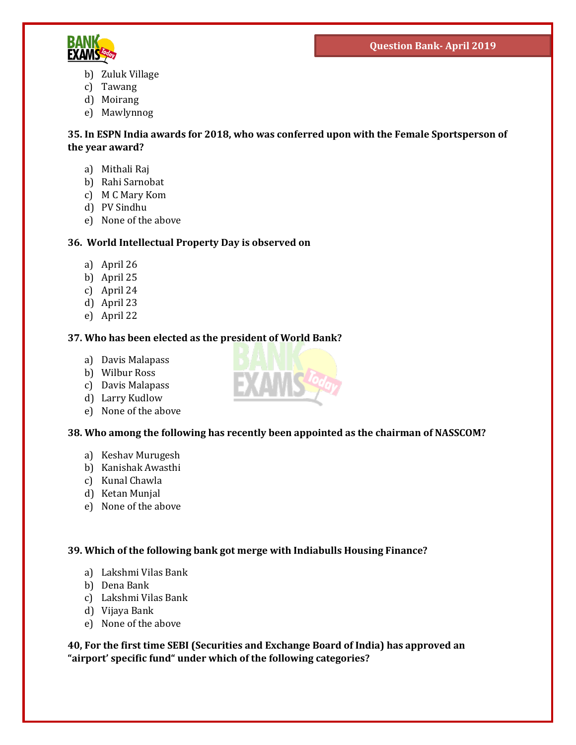b) Zuluk Village
c) Tawang
d) Moirang
e) Mawlynnog

**35. In ESPN India awards for 2018, who was conferred upon with the Female Sportsperson of the year award?**

a) Mithali Raj
b) Rahi Sarnobat
c) M C Mary Kom
d) PV Sindhu
e) None of the above

**36. World Intellectual Property Day is observed on**

a) April 26
b) April 25
c) April 24
d) April 23
e) April 22

**37. Who has been elected as the president of World Bank?**

a) Davis Malapass
b) Wilbur Ross
c) Davis Malapass
d) Larry Kudlow
e) None of the above

**38. Who among the following has recently been appointed as the chairman of NASSCOM?**

a) Keshav Murugesh
b) Kanishak Awasthi
c) Kunal Chawla
d) Ketan Munjal
e) None of the above

**39. Which of the following bank got merge with Indiabulls Housing Finance?**

a) Lakshmi Vilas Bank
b) Dena Bank
c) Lakshmi Vilas Bank
d) Vijaya Bank
e) None of the above

**40, For the first time SEBI (Securities and Exchange Board of India) has approved an "airport' specific fund" under which of the following categories?**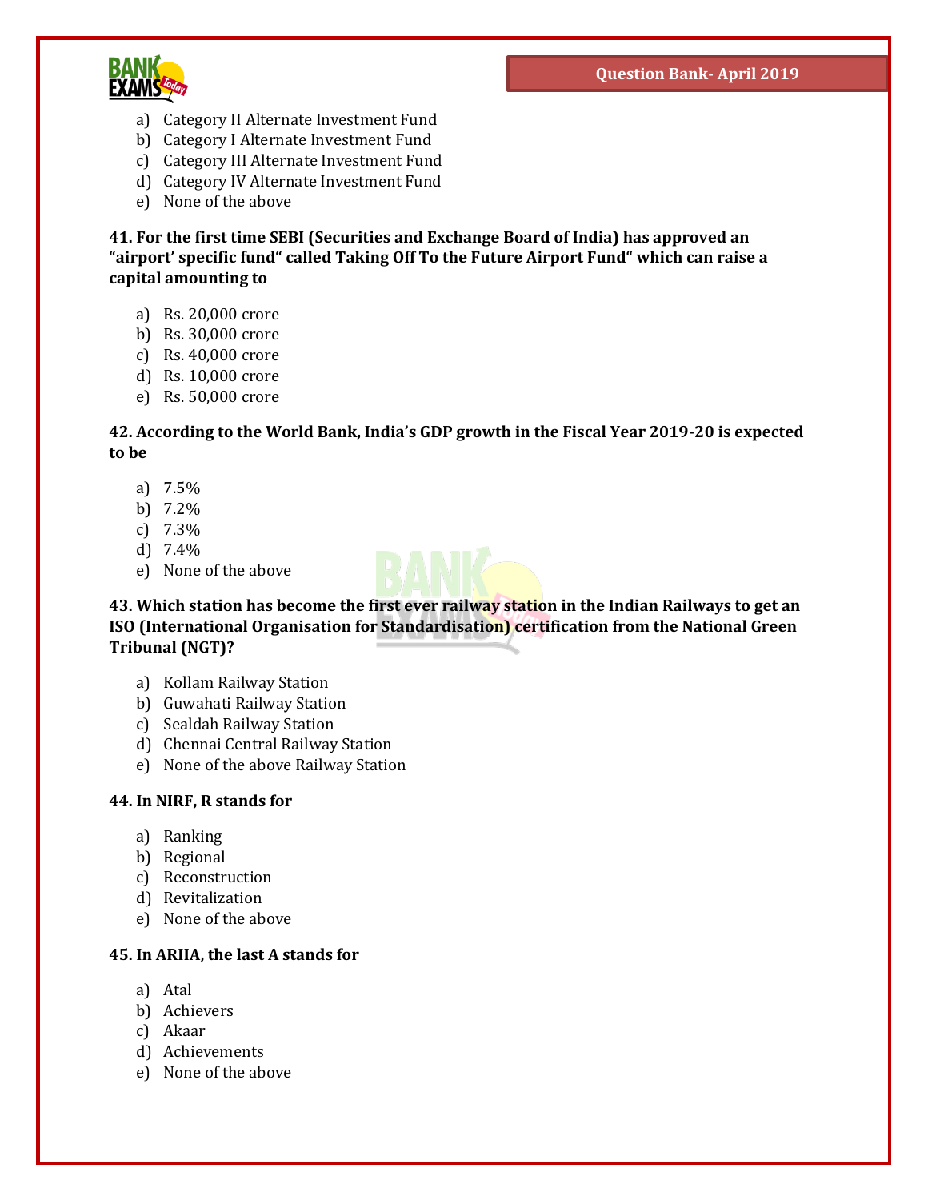a) Category II Alternate Investment Fund
b) Category I Alternate Investment Fund
c) Category III Alternate Investment Fund
d) Category IV Alternate Investment Fund
e) None of the above

**41. For the first time SEBI (Securities and Exchange Board of India) has approved an "airport' specific fund" called Taking Off To the Future Airport Fund" which can raise a capital amounting to**

a) Rs. 20,000 crore
b) Rs. 30,000 crore
c) Rs. 40,000 crore
d) Rs. 10,000 crore
e) Rs. 50,000 crore

**42. According to the World Bank, India's GDP growth in the Fiscal Year 2019-20 is expected to be**

a) 7.5%
b) 7.2%
c) 7.3%
d) 7.4%
e) None of the above

**43. Which station has become the first ever railway station in the Indian Railways to get an ISO (International Organisation for Standardisation) certification from the National Green Tribunal (NGT)?**

a) Kollam Railway Station
b) Guwahati Railway Station
c) Sealdah Railway Station
d) Chennai Central Railway Station
e) None of the above Railway Station

**44. In NIRF, R stands for**

a) Ranking
b) Regional
c) Reconstruction
d) Revitalization
e) None of the above

**45. In ARIIA, the last A stands for**

a) Atal
b) Achievers
c) Akaar
d) Achievements
e) None of the above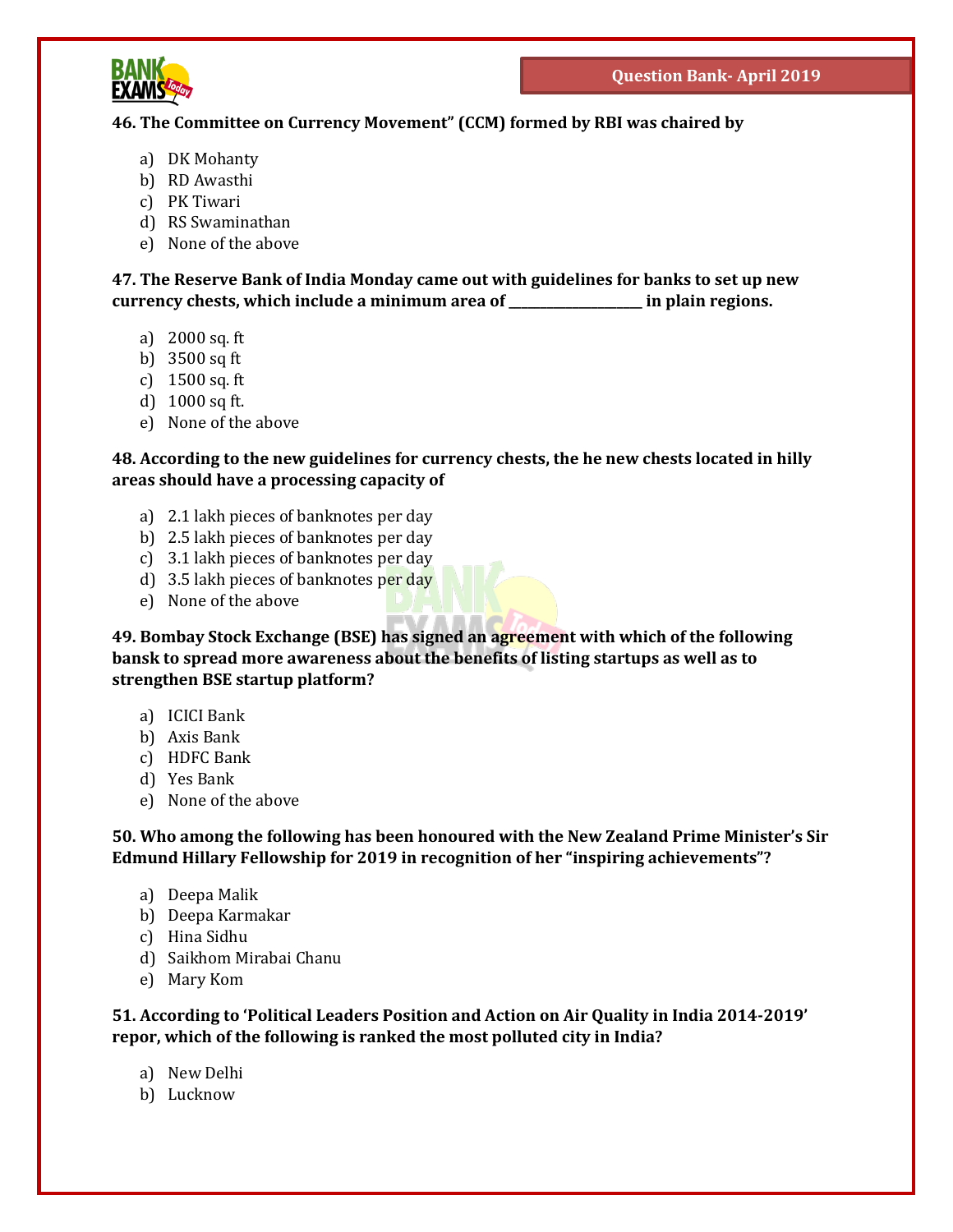**46. The Committee on Currency Movement" (CCM) formed by RBI was chaired by**

a) DK Mohanty
b) RD Awasthi
c) PK Tiwari
d) RS Swaminathan
e) None of the above

**47. The Reserve Bank of India Monday came out with guidelines for banks to set up new currency chests, which include a minimum area of ___________________ in plain regions.**

a) 2000 sq. ft
b) 3500 sq ft
c) 1500 sq. ft
d) 1000 sq ft.
e) None of the above

**48. According to the new guidelines for currency chests, the he new chests located in hilly areas should have a processing capacity of**

a) 2.1 lakh pieces of banknotes per day
b) 2.5 lakh pieces of banknotes per day
c) 3.1 lakh pieces of banknotes per day
d) 3.5 lakh pieces of banknotes per day
e) None of the above

**49. Bombay Stock Exchange (BSE) has signed an agreement with which of the following bansk to spread more awareness about the benefits of listing startups as well as to strengthen BSE startup platform?**

a) ICICI Bank
b) Axis Bank
c) HDFC Bank
d) Yes Bank
e) None of the above

**50. Who among the following has been honoured with the New Zealand Prime Minister's Sir Edmund Hillary Fellowship for 2019 in recognition of her "inspiring achievements"?**

a) Deepa Malik
b) Deepa Karmakar
c) Hina Sidhu
d) Saikhom Mirabai Chanu
e) Mary Kom

**51. According to 'Political Leaders Position and Action on Air Quality in India 2014-2019' repor, which of the following is ranked the most polluted city in India?**

a) New Delhi
b) Lucknow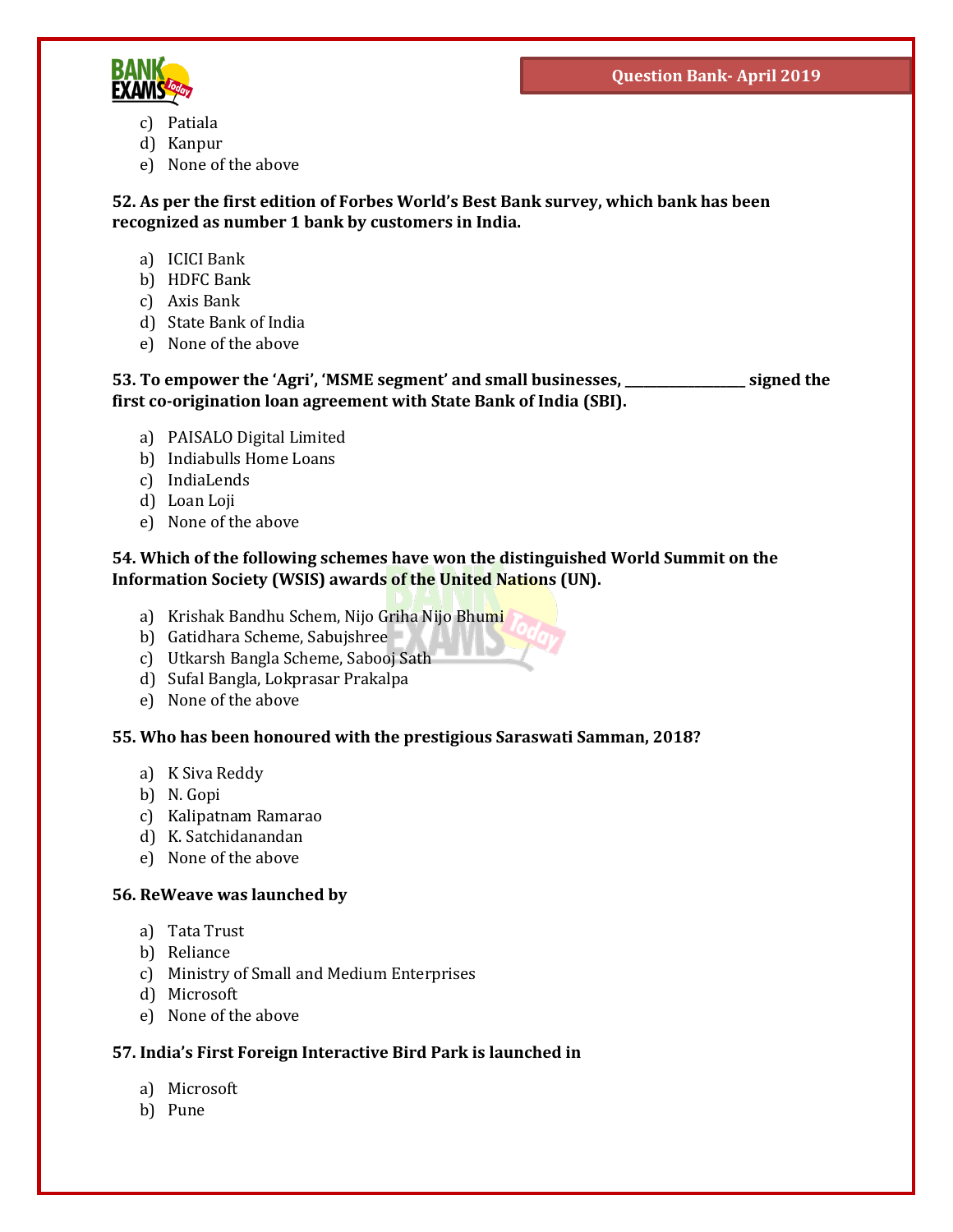c) Patiala
d) Kanpur
e) None of the above

**52. As per the first edition of Forbes World's Best Bank survey, which bank has been recognized as number 1 bank by customers in India.**

a) ICICI Bank
b) HDFC Bank
c) Axis Bank
d) State Bank of India
e) None of the above

**53. To empower the 'Agri', 'MSME segment' and small businesses, ________________ signed the first co-origination loan agreement with State Bank of India (SBI).**

a) PAISALO Digital Limited
b) Indiabulls Home Loans
c) IndiaLends
d) Loan Loji
e) None of the above

**54. Which of the following schemes have won the distinguished World Summit on the Information Society (WSIS) awards of the United Nations (UN).**

a) Krishak Bandhu Schem, Nijo Griha Nijo Bhumi
b) Gatidhara Scheme, Sabujshree
c) Utkarsh Bangla Scheme, Sabooj Sath
d) Sufal Bangla, Lokprasar Prakalpa
e) None of the above

**55. Who has been honoured with the prestigious Saraswati Samman, 2018?**

a) K Siva Reddy
b) N. Gopi
c) Kalipatnam Ramarao
d) K. Satchidanandan
e) None of the above

**56. ReWeave was launched by**

a) Tata Trust
b) Reliance
c) Ministry of Small and Medium Enterprises
d) Microsoft
e) None of the above

**57. India's First Foreign Interactive Bird Park is launched in**

a) Microsoft
b) Pune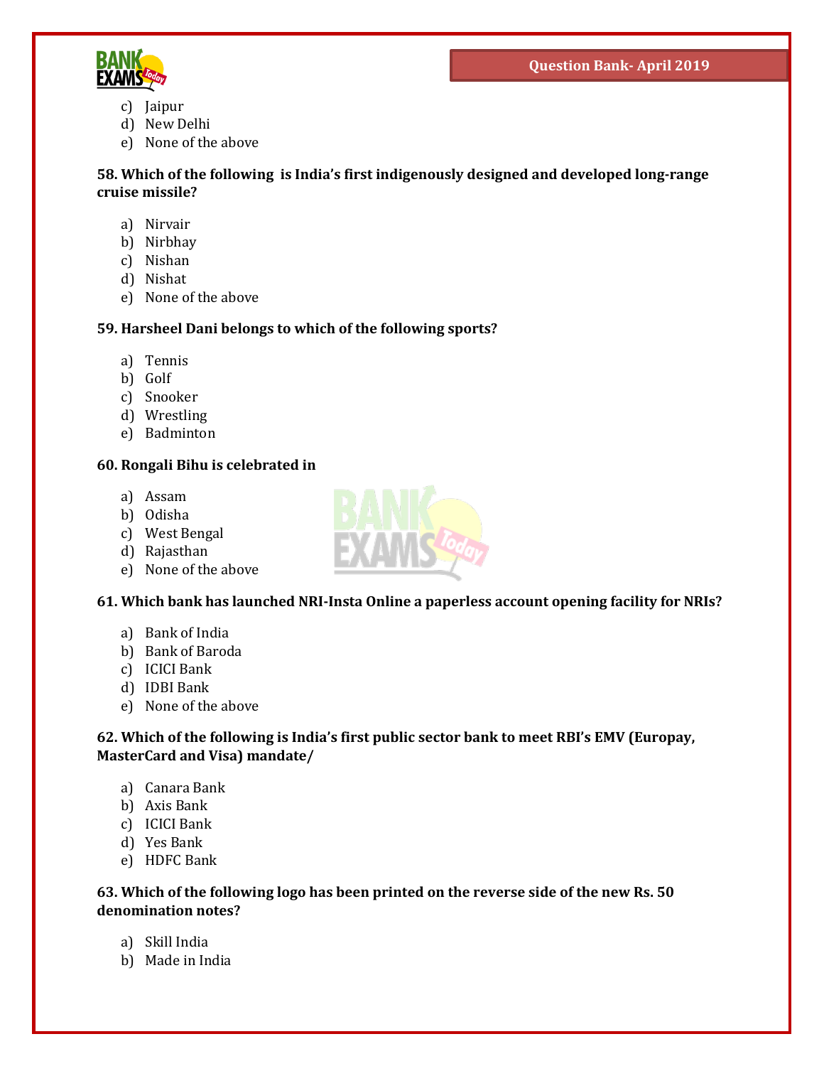c) Jaipur
d) New Delhi
e) None of the above

**58. Which of the following is India's first indigenously designed and developed long-range cruise missile?**

a) Nirvair
b) Nirbhay
c) Nishan
d) Nishat
e) None of the above

**59. Harsheel Dani belongs to which of the following sports?**

a) Tennis
b) Golf
c) Snooker
d) Wrestling
e) Badminton

**60. Rongali Bihu is celebrated in**

a) Assam
b) Odisha
c) West Bengal
d) Rajasthan
e) None of the above

**61. Which bank has launched NRI-Insta Online a paperless account opening facility for NRIs?**

a) Bank of India
b) Bank of Baroda
c) ICICI Bank
d) IDBI Bank
e) None of the above

**62. Which of the following is India's first public sector bank to meet RBI's EMV (Europay, MasterCard and Visa) mandate/**

a) Canara Bank
b) Axis Bank
c) ICICI Bank
d) Yes Bank
e) HDFC Bank

**63. Which of the following logo has been printed on the reverse side of the new Rs. 50 denomination notes?**

a) Skill India
b) Made in India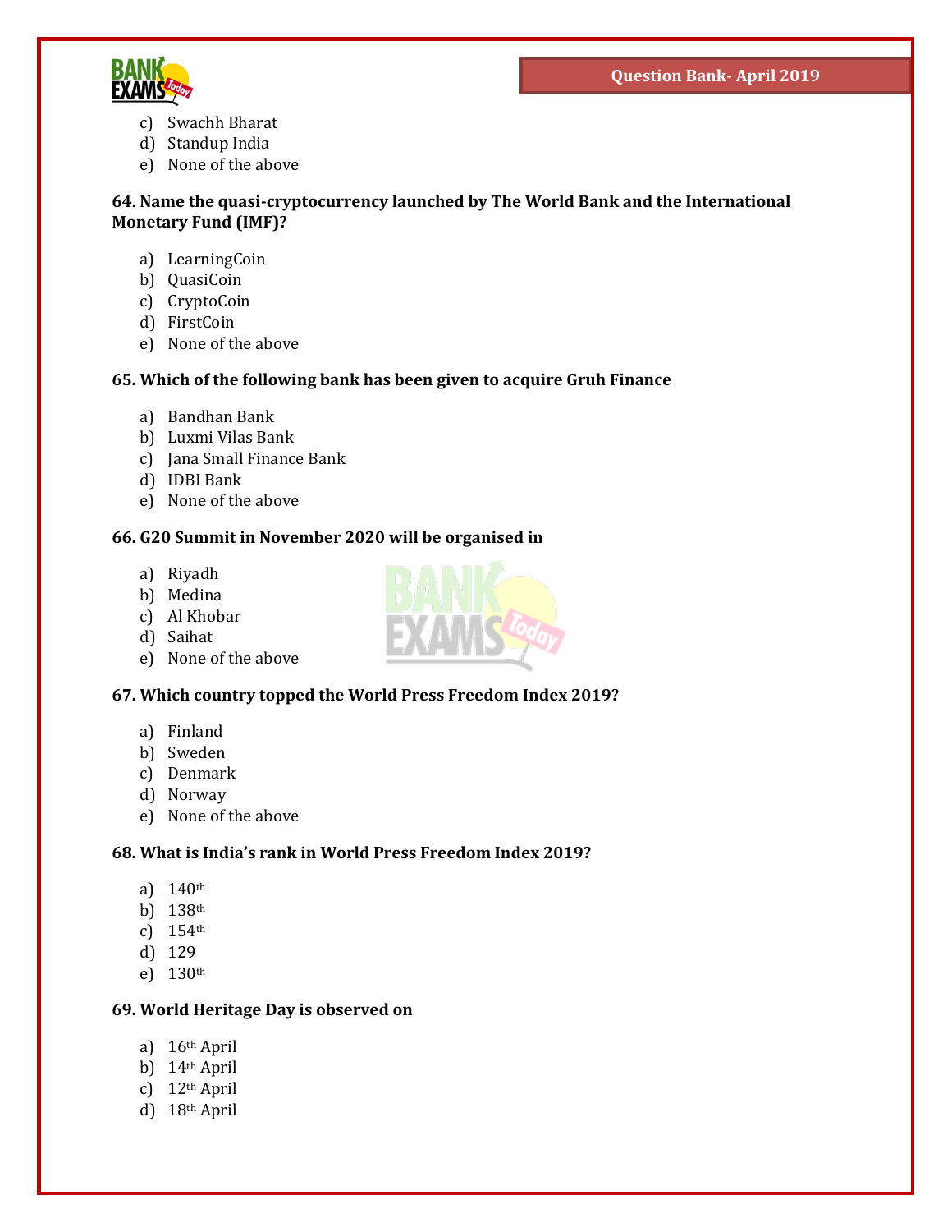c) Swachh Bharat
d) Standup India
e) None of the above

**64. Name the quasi-cryptocurrency launched by The World Bank and the International Monetary Fund (IMF)?**

a) LearningCoin
b) QuasiCoin
c) CryptoCoin
d) FirstCoin
e) None of the above

**65. Which of the following bank has been given to acquire Gruh Finance**

a) Bandhan Bank
b) Luxmi Vilas Bank
c) Jana Small Finance Bank
d) IDBI Bank
e) None of the above

**66. G20 Summit in November 2020 will be organised in**

a) Riyadh
b) Medina
c) Al Khobar
d) Saihat
e) None of the above

**67. Which country topped the World Press Freedom Index 2019?**

a) Finland
b) Sweden
c) Denmark
d) Norway
e) None of the above

**68. What is India's rank in World Press Freedom Index 2019?**

a) 140th
b) 138th
c) 154th
d) 129
e) 130th

**69. World Heritage Day is observed on**

a) 16th April
b) 14th April
c) 12th April
d) 18th April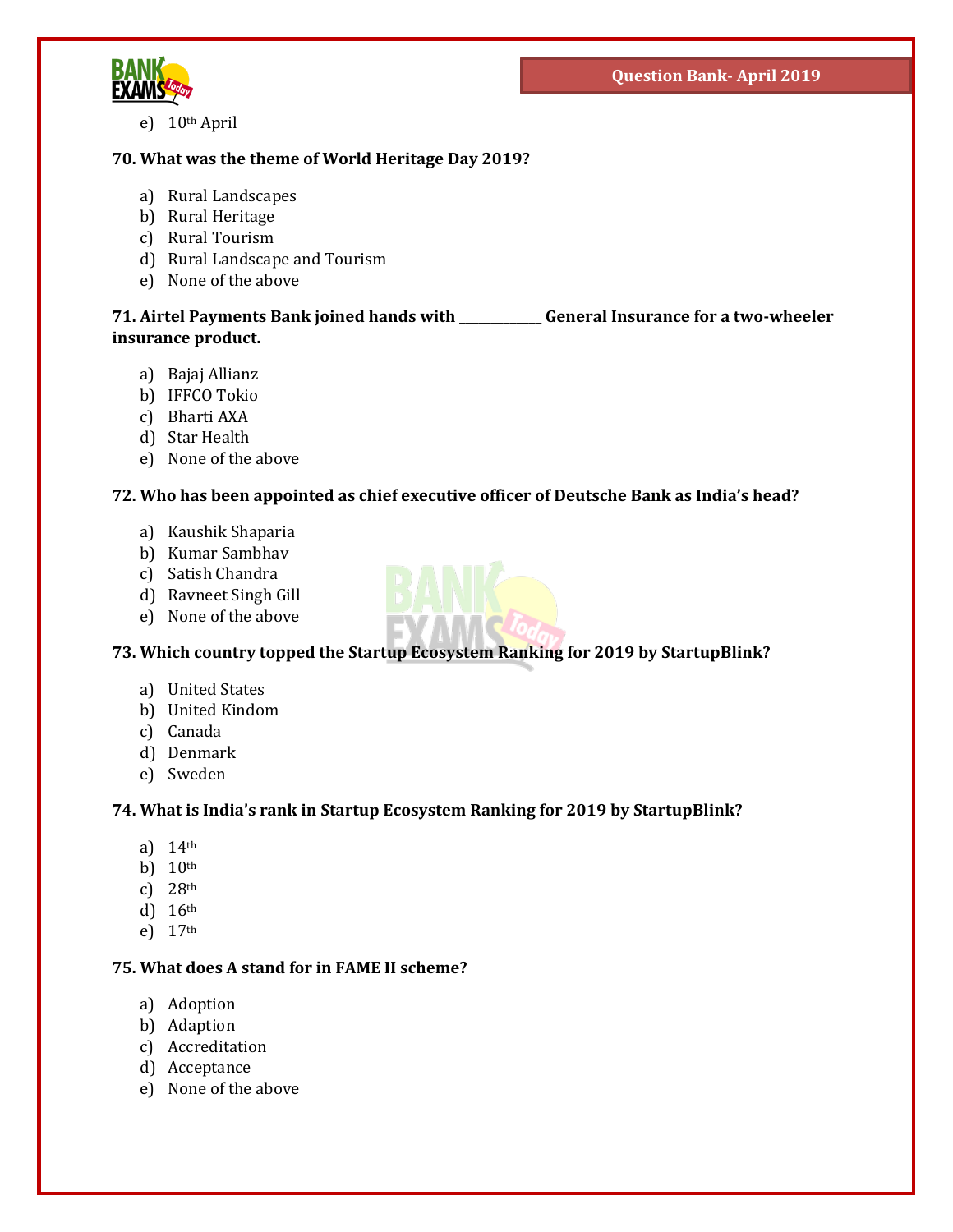e) 10th April

**70. What was the theme of World Heritage Day 2019?**

a) Rural Landscapes
b) Rural Heritage
c) Rural Tourism
d) Rural Landscape and Tourism
e) None of the above

**71. Airtel Payments Bank joined hands with ____________ General Insurance for a two-wheeler insurance product.**

a) Bajaj Allianz
b) IFFCO Tokio
c) Bharti AXA
d) Star Health
e) None of the above

**72. Who has been appointed as chief executive officer of Deutsche Bank as India's head?**

a) Kaushik Shaparia
b) Kumar Sambhav
c) Satish Chandra
d) Ravneet Singh Gill
e) None of the above

**73. Which country topped the Startup Ecosystem Ranking for 2019 by StartupBlink?**

a) United States
b) United Kindom
c) Canada
d) Denmark
e) Sweden

**74. What is India's rank in Startup Ecosystem Ranking for 2019 by StartupBlink?**

a) 14th
b) 10th
c) 28th
d) 16th
e) 17th

**75. What does A stand for in FAME II scheme?**

a) Adoption
b) Adaption
c) Accreditation
d) Acceptance
e) None of the above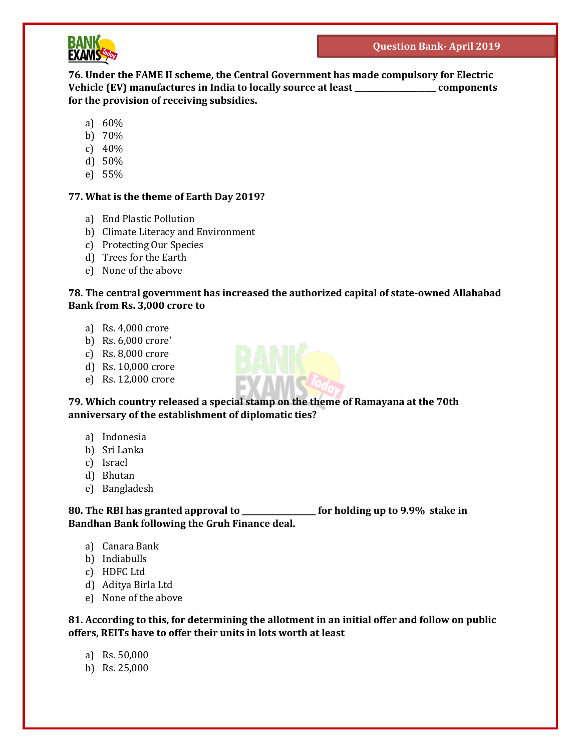**76. Under the FAME II scheme, the Central Government has made compulsory for Electric Vehicle (EV) manufactures in India to locally source at least ____________________ components for the provision of receiving subsidies.**

a) 60%
b) 70%
c) 40%
d) 50%
e) 55%

**77. What is the theme of Earth Day 2019?**

a) End Plastic Pollution
b) Climate Literacy and Environment
c) Protecting Our Species
d) Trees for the Earth
e) None of the above

**78. The central government has increased the authorized capital of state-owned Allahabad Bank from Rs. 3,000 crore to**

a) Rs. 4,000 crore
b) Rs. 6,000 crore'
c) Rs. 8,000 crore
d) Rs. 10,000 crore
e) Rs. 12,000 crore

**79. Which country released a special stamp on the theme of Ramayana at the 70th anniversary of the establishment of diplomatic ties?**

a) Indonesia
b) Sri Lanka
c) Israel
d) Bhutan
e) Bangladesh

**80. The RBI has granted approval to _________________ for holding up to 9.9% stake in Bandhan Bank following the Gruh Finance deal.**

a) Canara Bank
b) Indiabulls
c) HDFC Ltd
d) Aditya Birla Ltd
e) None of the above

**81. According to this, for determining the allotment in an initial offer and follow on public offers, REITs have to offer their units in lots worth at least**

a) Rs. 50,000
b) Rs. 25,000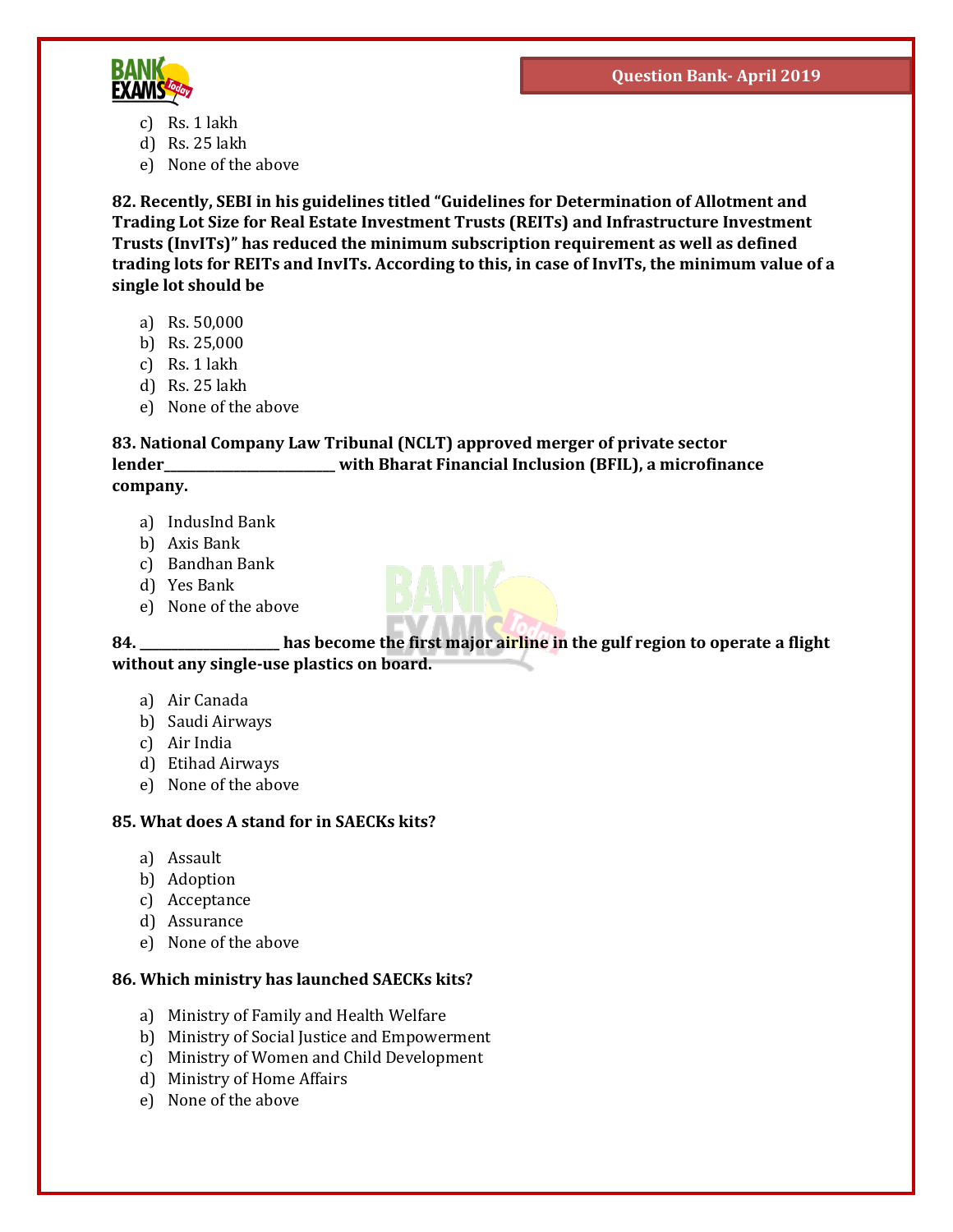c) Rs. 1 lakh
d) Rs. 25 lakh
e) None of the above

**82. Recently, SEBI in his guidelines titled "Guidelines for Determination of Allotment and Trading Lot Size for Real Estate Investment Trusts (REITs) and Infrastructure Investment Trusts (InvITs)" has reduced the minimum subscription requirement as well as defined trading lots for REITs and InvITs. According to this, in case of InvITs, the minimum value of a single lot should be**

a) Rs. 50,000
b) Rs. 25,000
c) Rs. 1 lakh
d) Rs. 25 lakh
e) None of the above

**83. National Company Law Tribunal (NCLT) approved merger of private sector lender_________________________ with Bharat Financial Inclusion (BFIL), a microfinance company.**

a) IndusInd Bank
b) Axis Bank
c) Bandhan Bank
d) Yes Bank
e) None of the above

**84. ____________________ has become the first major airline in the gulf region to operate a flight without any single-use plastics on board.**

a) Air Canada
b) Saudi Airways
c) Air India
d) Etihad Airways
e) None of the above

**85. What does A stand for in SAECKs kits?**

a) Assault
b) Adoption
c) Acceptance
d) Assurance
e) None of the above

**86. Which ministry has launched SAECKs kits?**

a) Ministry of Family and Health Welfare
b) Ministry of Social Justice and Empowerment
c) Ministry of Women and Child Development
d) Ministry of Home Affairs
e) None of the above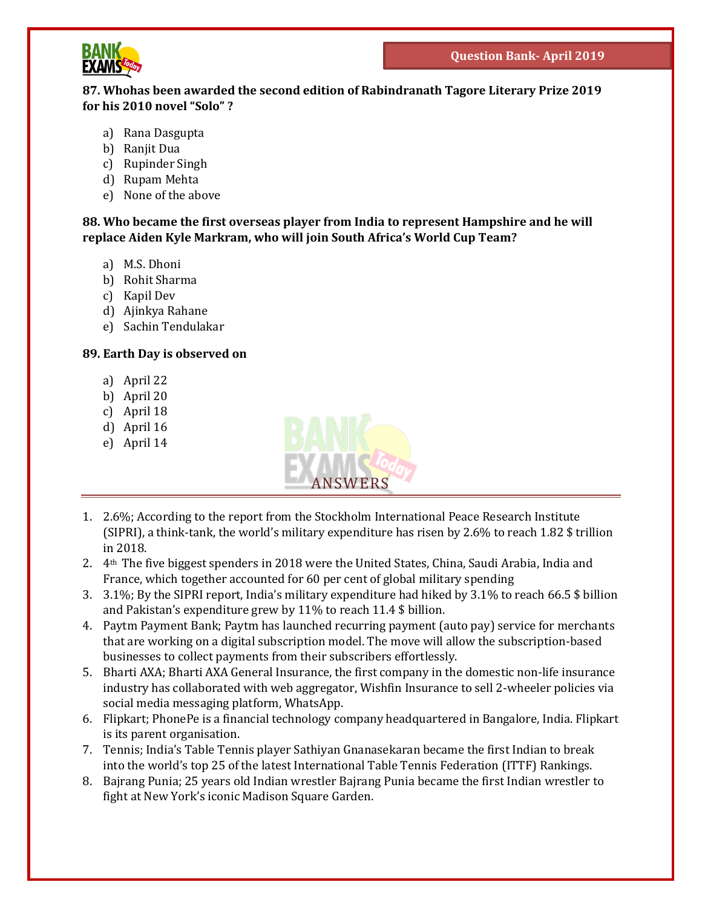**87. Whohas been awarded the second edition of Rabindranath Tagore Literary Prize 2019 for his 2010 novel "Solo" ?**

a) Rana Dasgupta
b) Ranjit Dua
c) Rupinder Singh
d) Rupam Mehta
e) None of the above

**88. Who became the first overseas player from India to represent Hampshire and he will replace Aiden Kyle Markram, who will join South Africa's World Cup Team?**

a) M.S. Dhoni
b) Rohit Sharma
c) Kapil Dev
d) Ajinkya Rahane
e) Sachin Tendulakar

**89. Earth Day is observed on**

a) April 22
b) April 20
c) April 18
d) April 16
e) April 14

## ANSWERS

1. 2.6%; According to the report from the Stockholm International Peace Research Institute (SIPRI), a think-tank, the world's military expenditure has risen by 2.6% to reach 1.82 $ trillion in 2018.
2. 4th The five biggest spenders in 2018 were the United States, China, Saudi Arabia, India and France, which together accounted for 60 per cent of global military spending
3. 3.1%; By the SIPRI report, India's military expenditure had hiked by 3.1% to reach 66.5 $ billion and Pakistan's expenditure grew by 11% to reach 11.4 $ billion.
4. Paytm Payment Bank; Paytm has launched recurring payment (auto pay) service for merchants that are working on a digital subscription model. The move will allow the subscription-based businesses to collect payments from their subscribers effortlessly.
5. Bharti AXA; Bharti AXA General Insurance, the first company in the domestic non-life insurance industry has collaborated with web aggregator, Wishfin Insurance to sell 2-wheeler policies via social media messaging platform, WhatsApp.
6. Flipkart; PhonePe is a financial technology company headquartered in Bangalore, India. Flipkart is its parent organisation.
7. Tennis; India's Table Tennis player Sathiyan Gnanasekaran became the first Indian to break into the world's top 25 of the latest International Table Tennis Federation (ITTF) Rankings.
8. Bajrang Punia; 25 years old Indian wrestler Bajrang Punia became the first Indian wrestler to fight at New York's iconic Madison Square Garden.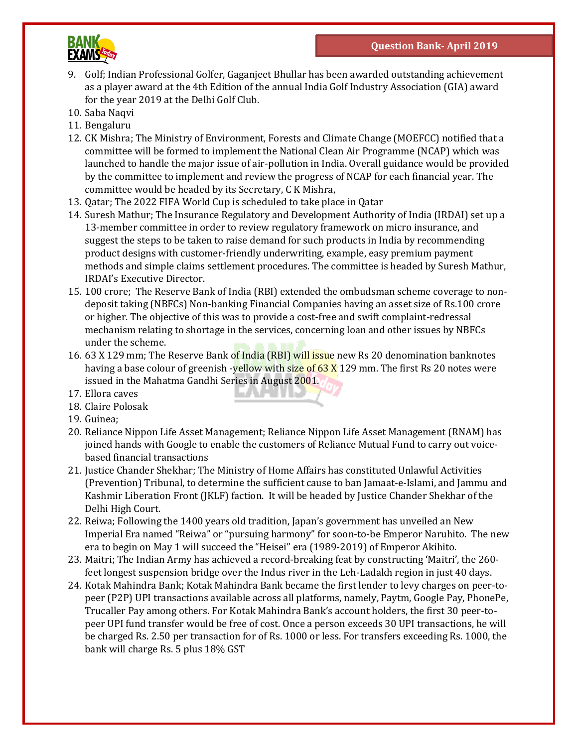9. Golf; Indian Professional Golfer, Gaganjeet Bhullar has been awarded outstanding achievement as a player award at the 4th Edition of the annual India Golf Industry Association (GIA) award for the year 2019 at the Delhi Golf Club.
10. Saba Naqvi
11. Bengaluru
12. CK Mishra; The Ministry of Environment, Forests and Climate Change (MOEFCC) notified that a committee will be formed to implement the National Clean Air Programme (NCAP) which was launched to handle the major issue of air-pollution in India. Overall guidance would be provided by the committee to implement and review the progress of NCAP for each financial year. The committee would be headed by its Secretary, C K Mishra,
13. Qatar; The 2022 FIFA World Cup is scheduled to take place in Qatar
14. Suresh Mathur; The Insurance Regulatory and Development Authority of India (IRDAI) set up a 13-member committee in order to review regulatory framework on micro insurance, and suggest the steps to be taken to raise demand for such products in India by recommending product designs with customer-friendly underwriting, example, easy premium payment methods and simple claims settlement procedures. The committee is headed by Suresh Mathur, IRDAI's Executive Director.
15. 100 crore; The Reserve Bank of India (RBI) extended the ombudsman scheme coverage to non-deposit taking (NBFCs) Non-banking Financial Companies having an asset size of Rs.100 crore or higher. The objective of this was to provide a cost-free and swift complaint-redressal mechanism relating to shortage in the services, concerning loan and other issues by NBFCs under the scheme.
16. 63 X 129 mm; The Reserve Bank of India (RBI) will issue new Rs 20 denomination banknotes having a base colour of greenish -yellow with size of 63 X 129 mm. The first Rs 20 notes were issued in the Mahatma Gandhi Series in August 2001.
17. Ellora caves
18. Claire Polosak
19. Guinea;
20. Reliance Nippon Life Asset Management; Reliance Nippon Life Asset Management (RNAM) has joined hands with Google to enable the customers of Reliance Mutual Fund to carry out voice-based financial transactions
21. Justice Chander Shekhar; The Ministry of Home Affairs has constituted Unlawful Activities (Prevention) Tribunal, to determine the sufficient cause to ban Jamaat-e-Islami, and Jammu and Kashmir Liberation Front (JKLF) faction. It will be headed by Justice Chander Shekhar of the Delhi High Court.
22. Reiwa; Following the 1400 years old tradition, Japan's government has unveiled an New Imperial Era named "Reiwa" or "pursuing harmony" for soon-to-be Emperor Naruhito. The new era to begin on May 1 will succeed the "Heisei" era (1989-2019) of Emperor Akihito.
23. Maitri; The Indian Army has achieved a record-breaking feat by constructing 'Maitri', the 260-feet longest suspension bridge over the Indus river in the Leh-Ladakh region in just 40 days.
24. Kotak Mahindra Bank; Kotak Mahindra Bank became the first lender to levy charges on peer-to-peer (P2P) UPI transactions available across all platforms, namely, Paytm, Google Pay, PhonePe, Trucaller Pay among others. For Kotak Mahindra Bank's account holders, the first 30 peer-to-peer UPI fund transfer would be free of cost. Once a person exceeds 30 UPI transactions, he will be charged Rs. 2.50 per transaction for of Rs. 1000 or less. For transfers exceeding Rs. 1000, the bank will charge Rs. 5 plus 18% GST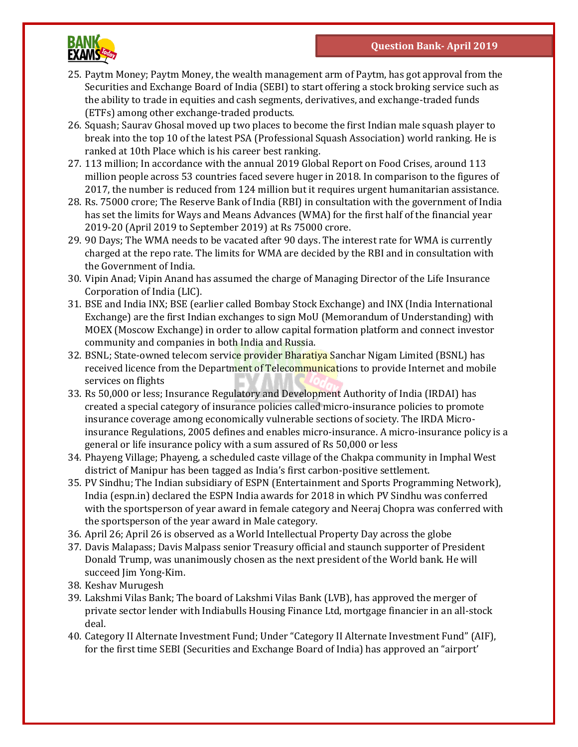25. Paytm Money; Paytm Money, the wealth management arm of Paytm, has got approval from the Securities and Exchange Board of India (SEBI) to start offering a stock broking service such as the ability to trade in equities and cash segments, derivatives, and exchange-traded funds (ETFs) among other exchange-traded products.
26. Squash; Saurav Ghosal moved up two places to become the first Indian male squash player to break into the top 10 of the latest PSA (Professional Squash Association) world ranking. He is ranked at 10th Place which is his career best ranking.
27. 113 million; In accordance with the annual 2019 Global Report on Food Crises, around 113 million people across 53 countries faced severe huger in 2018. In comparison to the figures of 2017, the number is reduced from 124 million but it requires urgent humanitarian assistance.
28. Rs. 75000 crore; The Reserve Bank of India (RBI) in consultation with the government of India has set the limits for Ways and Means Advances (WMA) for the first half of the financial year 2019-20 (April 2019 to September 2019) at Rs 75000 crore.
29. 90 Days; The WMA needs to be vacated after 90 days. The interest rate for WMA is currently charged at the repo rate. The limits for WMA are decided by the RBI and in consultation with the Government of India.
30. Vipin Anad; Vipin Anand has assumed the charge of Managing Director of the Life Insurance Corporation of India (LIC).
31. BSE and India INX; BSE (earlier called Bombay Stock Exchange) and INX (India International Exchange) are the first Indian exchanges to sign MoU (Memorandum of Understanding) with MOEX (Moscow Exchange) in order to allow capital formation platform and connect investor community and companies in both India and Russia.
32. BSNL; State-owned telecom service provider Bharatiya Sanchar Nigam Limited (BSNL) has received licence from the Department of Telecommunications to provide Internet and mobile services on flights
33. Rs 50,000 or less; Insurance Regulatory and Development Authority of India (IRDAI) has created a special category of insurance policies called micro-insurance policies to promote insurance coverage among economically vulnerable sections of society. The IRDA Micro-insurance Regulations, 2005 defines and enables micro-insurance. A micro-insurance policy is a general or life insurance policy with a sum assured of Rs 50,000 or less
34. Phayeng Village; Phayeng, a scheduled caste village of the Chakpa community in Imphal West district of Manipur has been tagged as India's first carbon-positive settlement.
35. PV Sindhu; The Indian subsidiary of ESPN (Entertainment and Sports Programming Network), India (espn.in) declared the ESPN India awards for 2018 in which PV Sindhu was conferred with the sportsperson of year award in female category and Neeraj Chopra was conferred with the sportsperson of the year award in Male category.
36. April 26; April 26 is observed as a World Intellectual Property Day across the globe
37. Davis Malapass; Davis Malpass senior Treasury official and staunch supporter of President Donald Trump, was unanimously chosen as the next president of the World bank. He will succeed Jim Yong-Kim.
38. Keshav Murugesh
39. Lakshmi Vilas Bank; The board of Lakshmi Vilas Bank (LVB), has approved the merger of private sector lender with Indiabulls Housing Finance Ltd, mortgage financier in an all-stock deal.
40. Category II Alternate Investment Fund; Under "Category II Alternate Investment Fund" (AIF), for the first time SEBI (Securities and Exchange Board of India) has approved an "airport'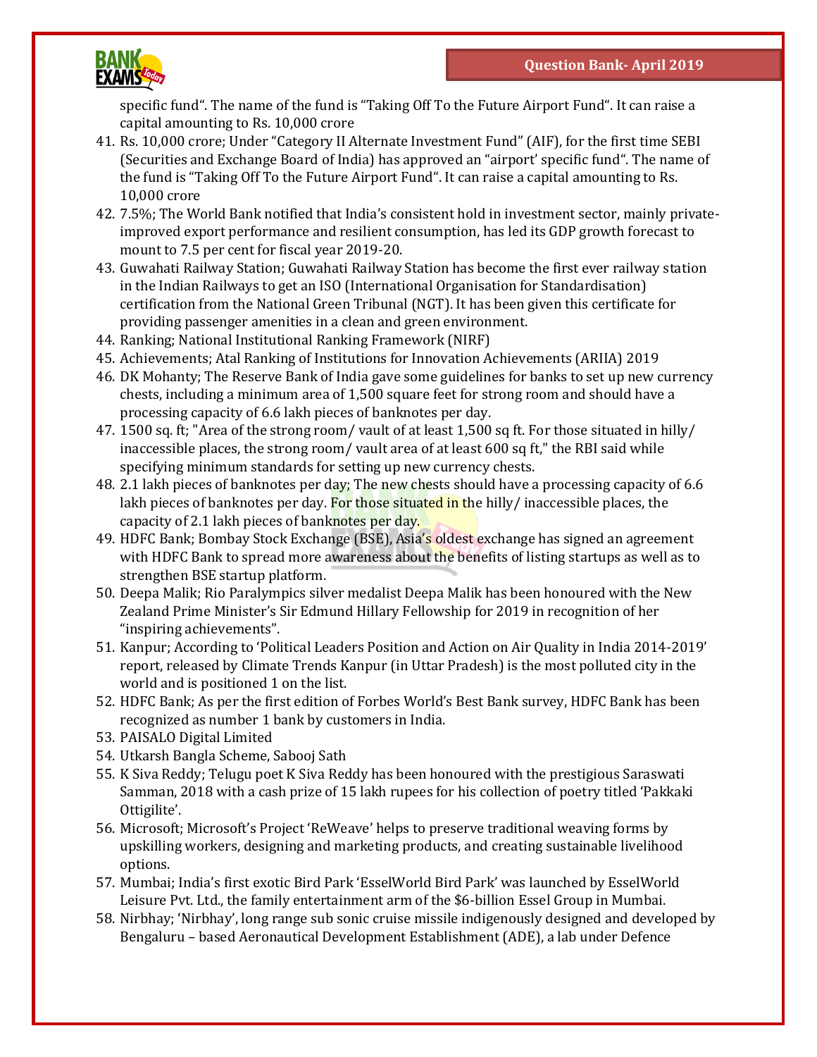specific fund". The name of the fund is "Taking Off To the Future Airport Fund". It can raise a capital amounting to Rs. 10,000 crore

41. Rs. 10,000 crore; Under "Category II Alternate Investment Fund" (AIF), for the first time SEBI (Securities and Exchange Board of India) has approved an "airport' specific fund". The name of the fund is "Taking Off To the Future Airport Fund". It can raise a capital amounting to Rs. 10,000 crore
42. 7.5%; The World Bank notified that India's consistent hold in investment sector, mainly private- improved export performance and resilient consumption, has led its GDP growth forecast to mount to 7.5 per cent for fiscal year 2019-20.
43. Guwahati Railway Station; Guwahati Railway Station has become the first ever railway station in the Indian Railways to get an ISO (International Organisation for Standardisation) certification from the National Green Tribunal (NGT). It has been given this certificate for providing passenger amenities in a clean and green environment.
44. Ranking; National Institutional Ranking Framework (NIRF)
45. Achievements; Atal Ranking of Institutions for Innovation Achievements (ARIIA) 2019
46. DK Mohanty; The Reserve Bank of India gave some guidelines for banks to set up new currency chests, including a minimum area of 1,500 square feet for strong room and should have a processing capacity of 6.6 lakh pieces of banknotes per day.
47. 1500 sq. ft; "Area of the strong room/ vault of at least 1,500 sq ft. For those situated in hilly/ inaccessible places, the strong room/ vault area of at least 600 sq ft," the RBI said while specifying minimum standards for setting up new currency chests.
48. 2.1 lakh pieces of banknotes per day; The new chests should have a processing capacity of 6.6 lakh pieces of banknotes per day. For those situated in the hilly/ inaccessible places, the capacity of 2.1 lakh pieces of banknotes per day.
49. HDFC Bank; Bombay Stock Exchange (BSE), Asia's oldest exchange has signed an agreement with HDFC Bank to spread more awareness about the benefits of listing startups as well as to strengthen BSE startup platform.
50. Deepa Malik; Rio Paralympics silver medalist Deepa Malik has been honoured with the New Zealand Prime Minister's Sir Edmund Hillary Fellowship for 2019 in recognition of her "inspiring achievements".
51. Kanpur; According to 'Political Leaders Position and Action on Air Quality in India 2014-2019' report, released by Climate Trends Kanpur (in Uttar Pradesh) is the most polluted city in the world and is positioned 1 on the list.
52. HDFC Bank; As per the first edition of Forbes World's Best Bank survey, HDFC Bank has been recognized as number 1 bank by customers in India.
53. PAISALO Digital Limited
54. Utkarsh Bangla Scheme, Sabooj Sath
55. K Siva Reddy; Telugu poet K Siva Reddy has been honoured with the prestigious Saraswati Samman, 2018 with a cash prize of 15 lakh rupees for his collection of poetry titled 'Pakkaki Ottigilite'.
56. Microsoft; Microsoft's Project 'ReWeave' helps to preserve traditional weaving forms by upskilling workers, designing and marketing products, and creating sustainable livelihood options.
57. Mumbai; India's first exotic Bird Park 'EsselWorld Bird Park' was launched by EsselWorld Leisure Pvt. Ltd., the family entertainment arm of the $6-billion Essel Group in Mumbai.
58. Nirbhay; 'Nirbhay', long range sub sonic cruise missile indigenously designed and developed by Bengaluru – based Aeronautical Development Establishment (ADE), a lab under Defence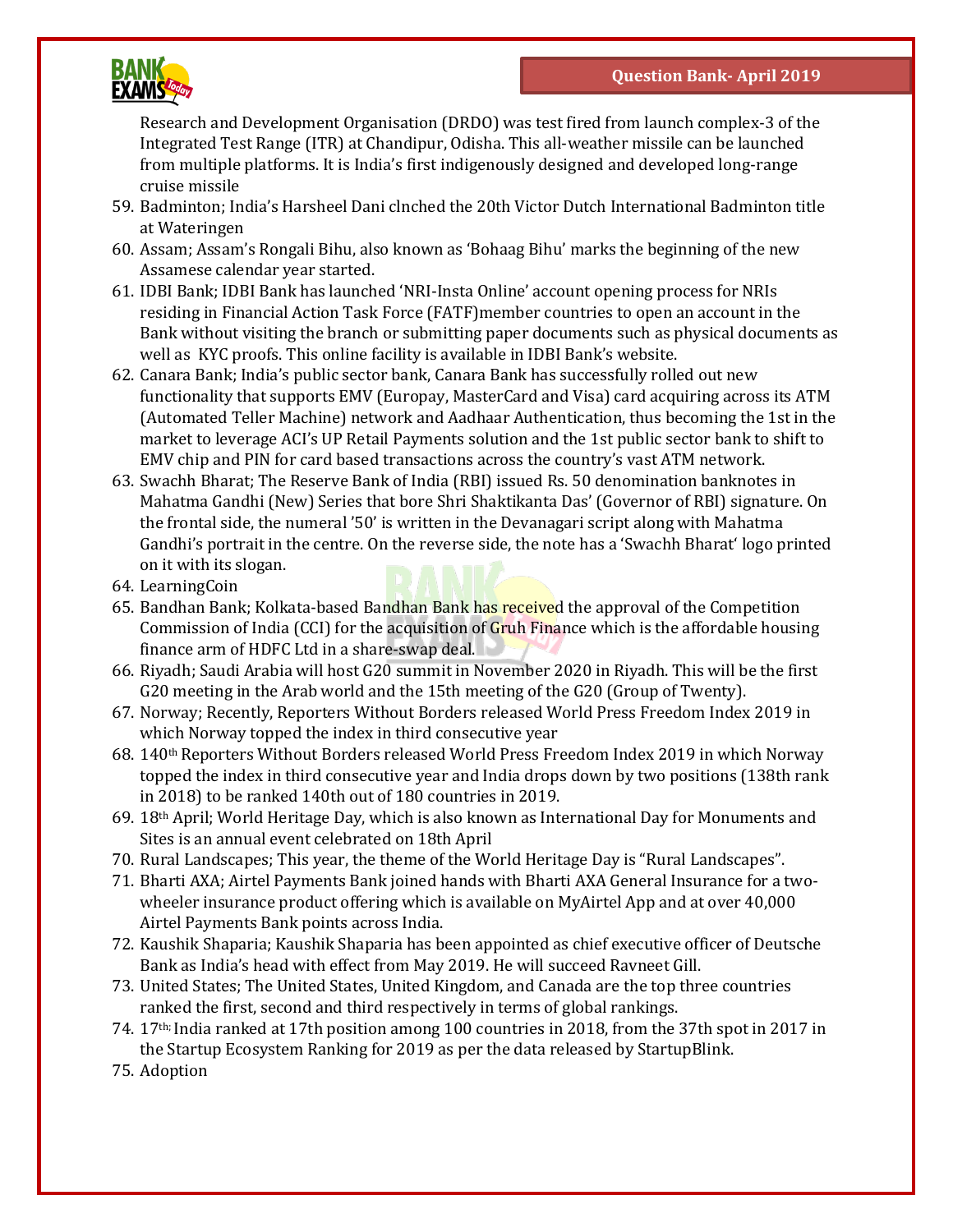Research and Development Organisation (DRDO) was test fired from launch complex-3 of the Integrated Test Range (ITR) at Chandipur, Odisha. This all-weather missile can be launched from multiple platforms. It is India's first indigenously designed and developed long-range cruise missile

59. Badminton; India's Harsheel Dani clnched the 20th Victor Dutch International Badminton title at Wateringen
60. Assam; Assam's Rongali Bihu, also known as 'Bohaag Bihu' marks the beginning of the new Assamese calendar year started.
61. IDBI Bank; IDBI Bank has launched 'NRI-Insta Online' account opening process for NRIs residing in Financial Action Task Force (FATF)member countries to open an account in the Bank without visiting the branch or submitting paper documents such as physical documents as well as KYC proofs. This online facility is available in IDBI Bank's website.
62. Canara Bank; India's public sector bank, Canara Bank has successfully rolled out new functionality that supports EMV (Europay, MasterCard and Visa) card acquiring across its ATM (Automated Teller Machine) network and Aadhaar Authentication, thus becoming the 1st in the market to leverage ACI's UP Retail Payments solution and the 1st public sector bank to shift to EMV chip and PIN for card based transactions across the country's vast ATM network.
63. Swachh Bharat; The Reserve Bank of India (RBI) issued Rs. 50 denomination banknotes in Mahatma Gandhi (New) Series that bore Shri Shaktikanta Das' (Governor of RBI) signature. On the frontal side, the numeral '50' is written in the Devanagari script along with Mahatma Gandhi's portrait in the centre. On the reverse side, the note has a 'Swachh Bharat' logo printed on it with its slogan.
64. LearningCoin
65. Bandhan Bank; Kolkata-based Bandhan Bank has received the approval of the Competition Commission of India (CCI) for the acquisition of Gruh Finance which is the affordable housing finance arm of HDFC Ltd in a share-swap deal.
66. Riyadh; Saudi Arabia will host G20 summit in November 2020 in Riyadh. This will be the first G20 meeting in the Arab world and the 15th meeting of the G20 (Group of Twenty).
67. Norway; Recently, Reporters Without Borders released World Press Freedom Index 2019 in which Norway topped the index in third consecutive year
68. 140th Reporters Without Borders released World Press Freedom Index 2019 in which Norway topped the index in third consecutive year and India drops down by two positions (138th rank in 2018) to be ranked 140th out of 180 countries in 2019.
69. 18th April; World Heritage Day, which is also known as International Day for Monuments and Sites is an annual event celebrated on 18th April
70. Rural Landscapes; This year, the theme of the World Heritage Day is "Rural Landscapes".
71. Bharti AXA; Airtel Payments Bank joined hands with Bharti AXA General Insurance for a two-wheeler insurance product offering which is available on MyAirtel App and at over 40,000 Airtel Payments Bank points across India.
72. Kaushik Shaparia; Kaushik Shaparia has been appointed as chief executive officer of Deutsche Bank as India's head with effect from May 2019. He will succeed Ravneet Gill.
73. United States; The United States, United Kingdom, and Canada are the top three countries ranked the first, second and third respectively in terms of global rankings.
74. 17th; India ranked at 17th position among 100 countries in 2018, from the 37th spot in 2017 in the Startup Ecosystem Ranking for 2019 as per the data released by StartupBlink.
75. Adoption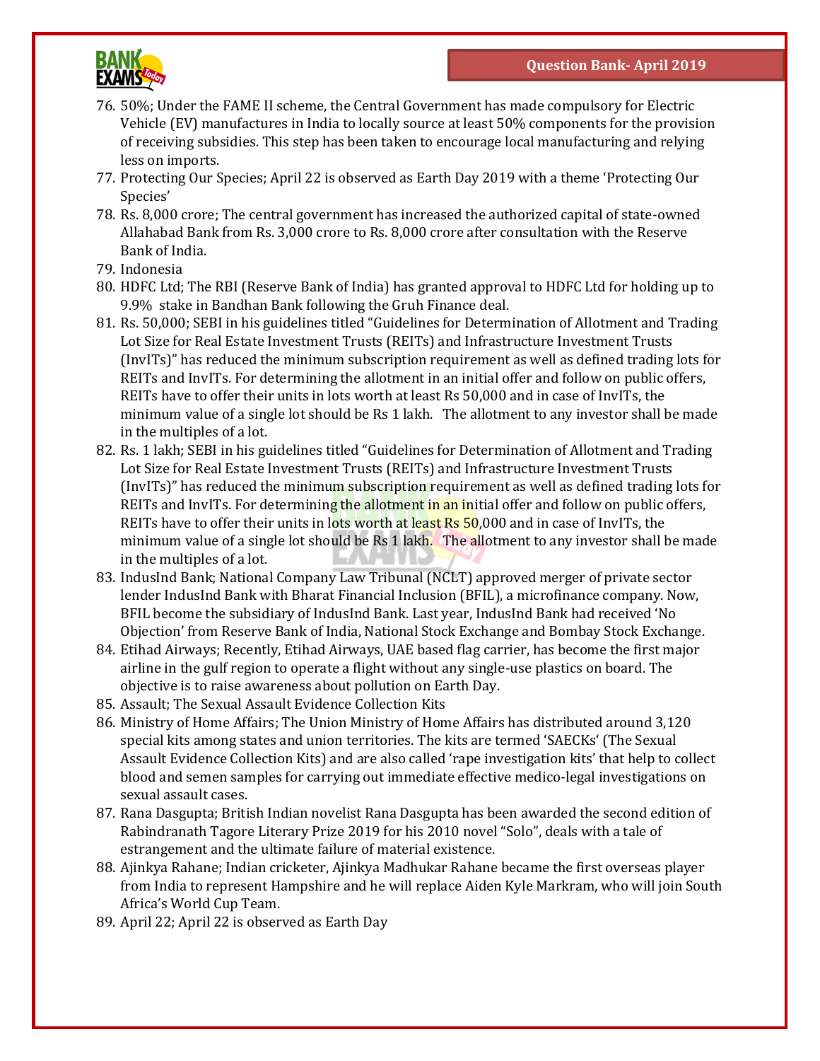76. 50%; Under the FAME II scheme, the Central Government has made compulsory for Electric Vehicle (EV) manufactures in India to locally source at least 50% components for the provision of receiving subsidies. This step has been taken to encourage local manufacturing and relying less on imports.
77. Protecting Our Species; April 22 is observed as Earth Day 2019 with a theme 'Protecting Our Species'
78. Rs. 8,000 crore; The central government has increased the authorized capital of state-owned Allahabad Bank from Rs. 3,000 crore to Rs. 8,000 crore after consultation with the Reserve Bank of India.
79. Indonesia
80. HDFC Ltd; The RBI (Reserve Bank of India) has granted approval to HDFC Ltd for holding up to 9.9% stake in Bandhan Bank following the Gruh Finance deal.
81. Rs. 50,000; SEBI in his guidelines titled "Guidelines for Determination of Allotment and Trading Lot Size for Real Estate Investment Trusts (REITs) and Infrastructure Investment Trusts (InvITs)" has reduced the minimum subscription requirement as well as defined trading lots for REITs and InvITs. For determining the allotment in an initial offer and follow on public offers, REITs have to offer their units in lots worth at least Rs 50,000 and in case of InvITs, the minimum value of a single lot should be Rs 1 lakh. The allotment to any investor shall be made in the multiples of a lot.
82. Rs. 1 lakh; SEBI in his guidelines titled "Guidelines for Determination of Allotment and Trading Lot Size for Real Estate Investment Trusts (REITs) and Infrastructure Investment Trusts (InvITs)" has reduced the minimum subscription requirement as well as defined trading lots for REITs and InvITs. For determining the allotment in an initial offer and follow on public offers, REITs have to offer their units in lots worth at least Rs 50,000 and in case of InvITs, the minimum value of a single lot should be Rs 1 lakh. The allotment to any investor shall be made in the multiples of a lot.
83. IndusInd Bank; National Company Law Tribunal (NCLT) approved merger of private sector lender IndusInd Bank with Bharat Financial Inclusion (BFIL), a microfinance company. Now, BFIL become the subsidiary of IndusInd Bank. Last year, IndusInd Bank had received 'No Objection' from Reserve Bank of India, National Stock Exchange and Bombay Stock Exchange.
84. Etihad Airways; Recently, Etihad Airways, UAE based flag carrier, has become the first major airline in the gulf region to operate a flight without any single-use plastics on board. The objective is to raise awareness about pollution on Earth Day.
85. Assault; The Sexual Assault Evidence Collection Kits
86. Ministry of Home Affairs; The Union Ministry of Home Affairs has distributed around 3,120 special kits among states and union territories. The kits are termed 'SAECKs' (The Sexual Assault Evidence Collection Kits) and are also called 'rape investigation kits' that help to collect blood and semen samples for carrying out immediate effective medico-legal investigations on sexual assault cases.
87. Rana Dasgupta; British Indian novelist Rana Dasgupta has been awarded the second edition of Rabindranath Tagore Literary Prize 2019 for his 2010 novel "Solo", deals with a tale of estrangement and the ultimate failure of material existence.
88. Ajinkya Rahane; Indian cricketer, Ajinkya Madhukar Rahane became the first overseas player from India to represent Hampshire and he will replace Aiden Kyle Markram, who will join South Africa's World Cup Team.
89. April 22; April 22 is observed as Earth Day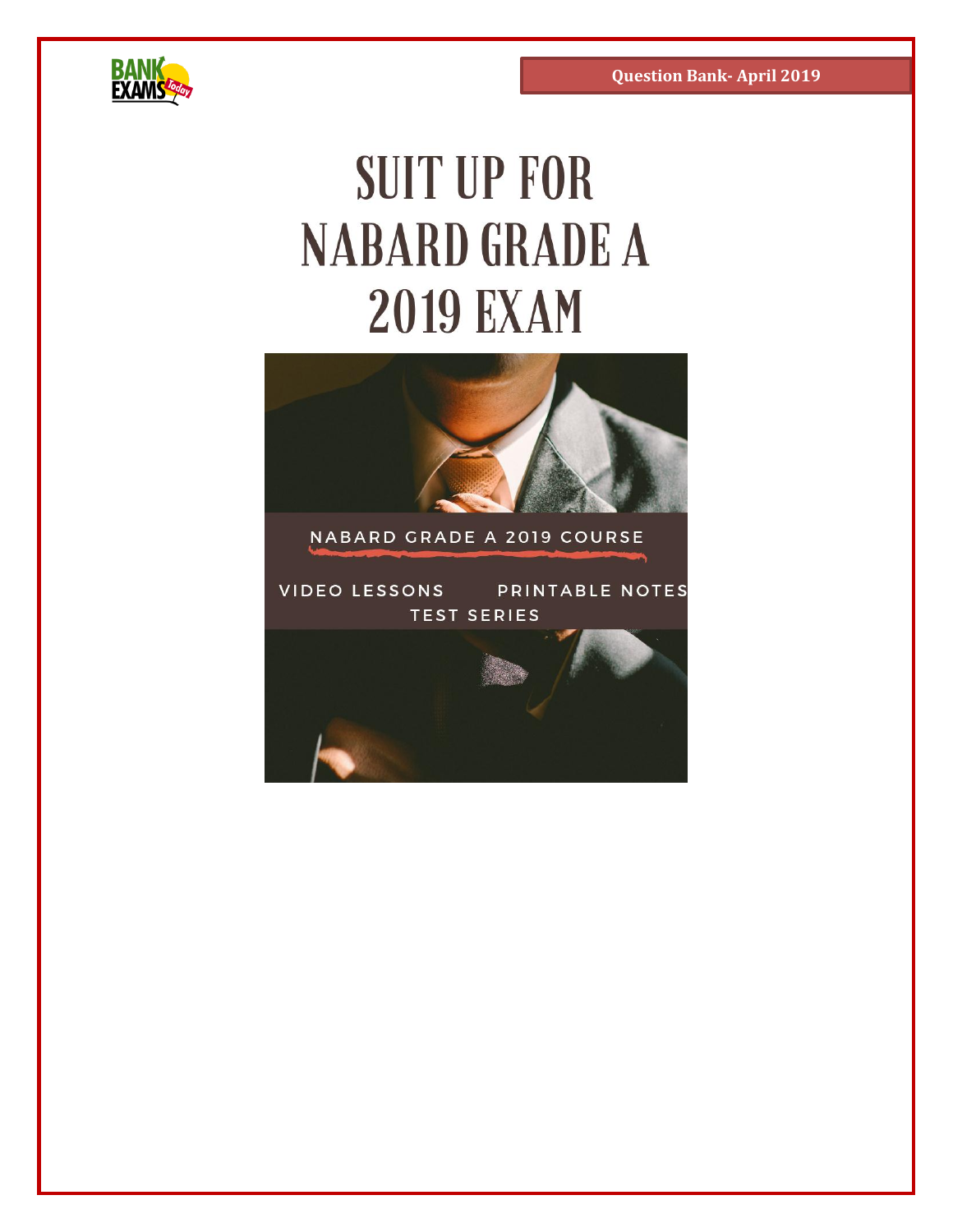# SUIT UP FOR NABARD GRADE A 2019 EXAM

NABARD GRADE A 2019 COURSE

VIDEO LESSONS PRINTABLE NOTES

TEST SERIES